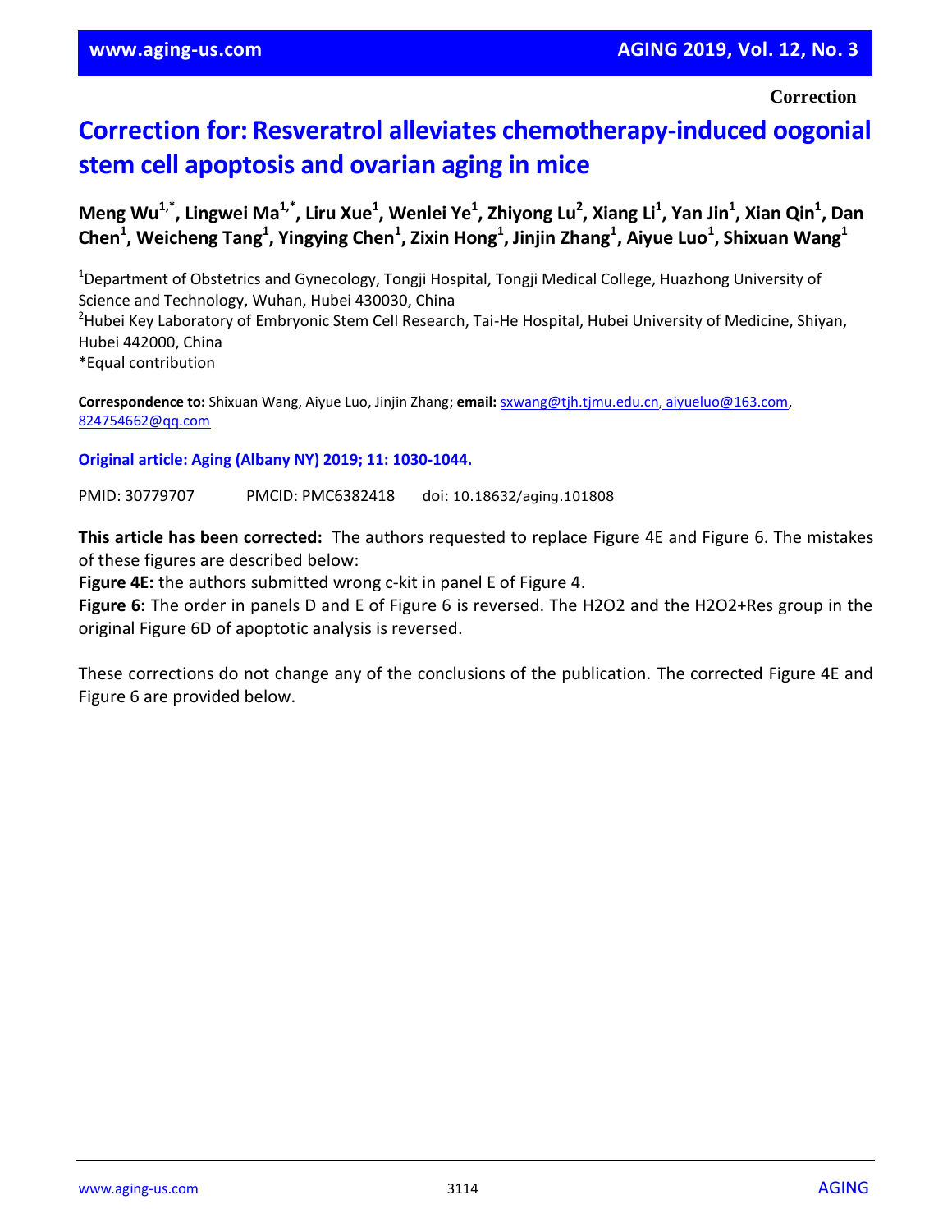Correction

# Correction for: Resveratrol alleviates chemotherapy-induced oogonial stem cell apoptosis and ovarian aging in mice

**Meng Wu[1,*], Lingwei Ma[1,*], Liru Xue[1], Wenlei Ye[1], Zhiyong Lu[2], Xiang Li[1], Yan Jin[1], Xian Qin[1], Dan Chen[1], Weicheng Tang[1], Yingying Chen[1], Zixin Hong[1], Jinjin Zhang[1], Aiyue Luo[1], Shixuan Wang[1]**

[1]Department of Obstetrics and Gynecology, Tongji Hospital, Tongji Medical College, Huazhong University of Science and Technology, Wuhan, Hubei 430030, China
[2]Hubei Key Laboratory of Embryonic Stem Cell Research, Tai-He Hospital, Hubei University of Medicine, Shiyan, Hubei 442000, China
*Equal contribution

**Correspondence to:** Shixuan Wang, Aiyue Luo, Jinjin Zhang; **email:** sxwang@tjh.tjmu.edu.cn, aiyueluo@163.com, 824754662@qq.com

**Original article: Aging (Albany NY) 2019; 11: 1030-1044.**

PMID: 30779707 PMCID: PMC6382418 doi: 10.18632/aging.101808

**This article has been corrected:** The authors requested to replace Figure 4E and Figure 6. The mistakes of these figures are described below:

**Figure 4E:** the authors submitted wrong c-kit in panel E of Figure 4.

**Figure 6:** The order in panels D and E of Figure 6 is reversed. The H2O2 and the H2O2+Res group in the original Figure 6D of apoptotic analysis is reversed.

These corrections do not change any of the conclusions of the publication. The corrected Figure 4E and Figure 6 are provided below.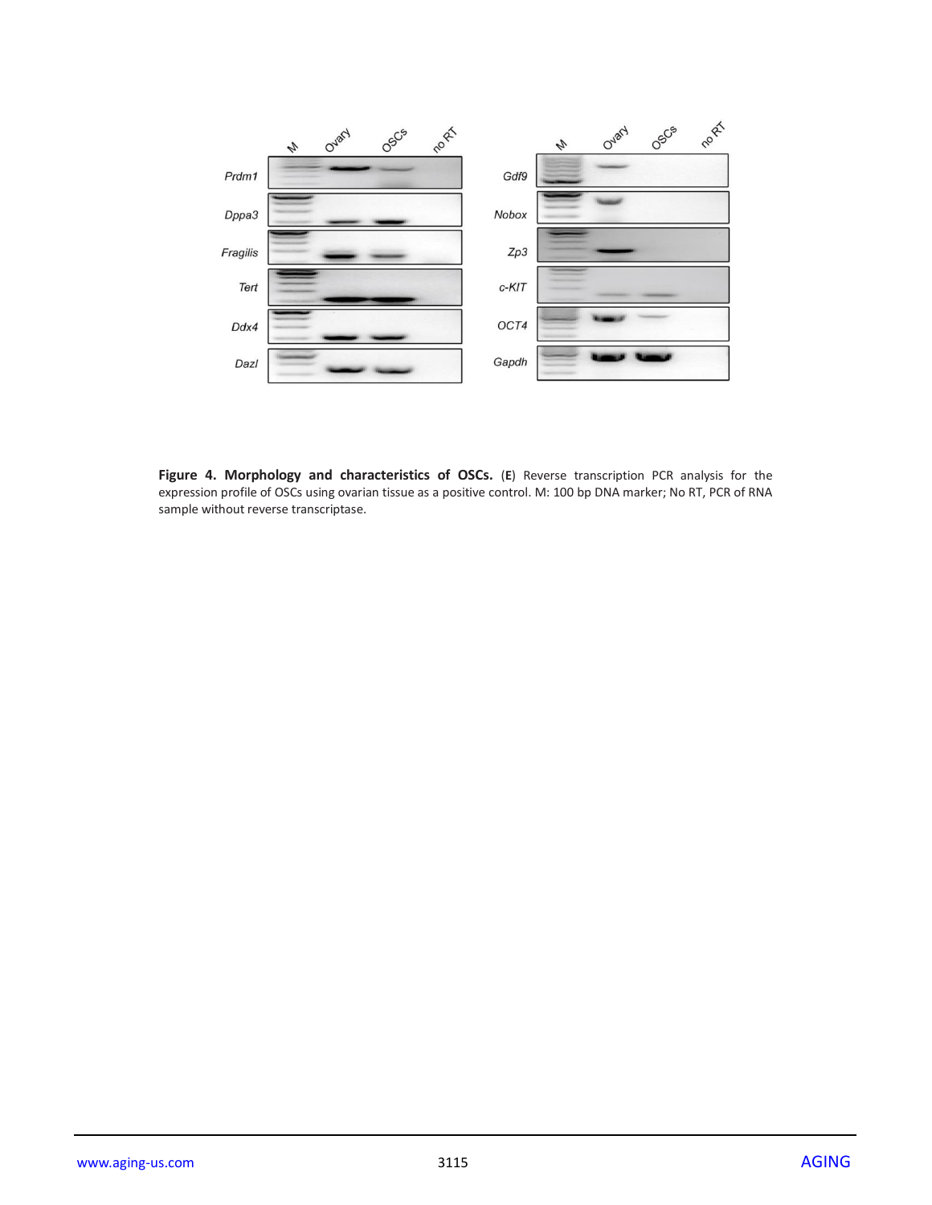**Figure 4. Morphology and characteristics of OSCs.** (**E**) Reverse transcription PCR analysis for the expression profile of OSCs using ovarian tissue as a positive control. M: 100 bp DNA marker; No RT, PCR of RNA sample without reverse transcriptase.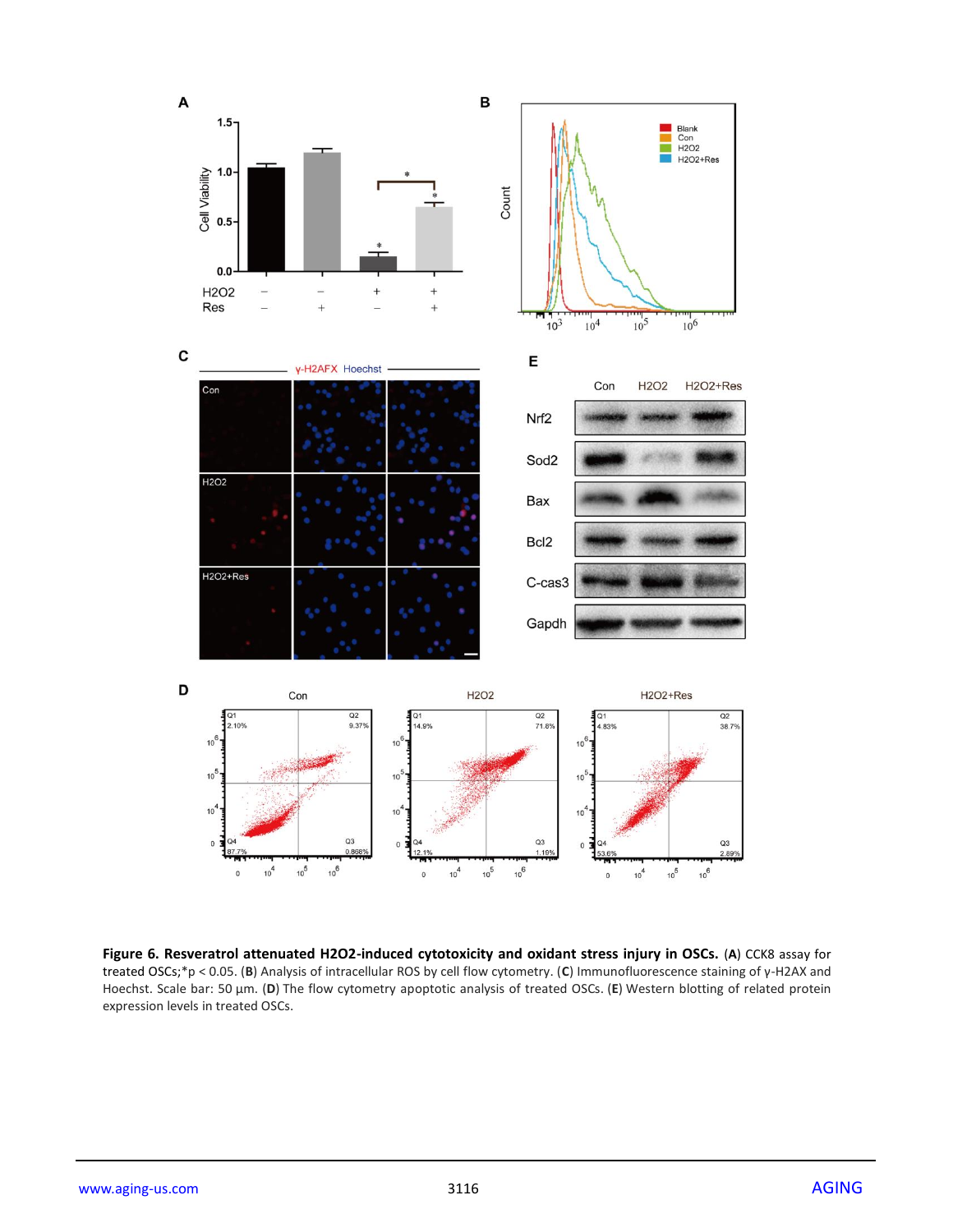A

Cell Viability

1.5

1.0

0.5

0.0

H2O2 – – + +

Res – + – +

B

Count

Blank

Con

H2O2

H2O2+Res

$10^3$ $10^4$ $10^5$ $10^6$

C

γ-H2AFX Hoechst

Con

H2O2

H2O2+Res

E

Con H2O2 H2O2+Res

Nrf2

Sod2

Bax

Bcl2

C-cas3

Gapdh

D

Con

Q1 2.10%

Q2 9.37%

Q4 87.7%

Q3 0.868%

H2O2

Q1 14.9%

Q2 71.8%

Q4 12.1%

Q3 1.19%

H2O2+Res

Q1 4.83%

Q2 38.7%

Q4 53.6%

Q3 2.89%

**Figure 6. Resveratrol attenuated H2O2-induced cytotoxicity and oxidant stress injury in OSCs.** (**A**) CCK8 assay for treated OSCs;*p < 0.05. (**B**) Analysis of intracellular ROS by cell flow cytometry. (**C**) Immunofluorescence staining of γ-H2AX and Hoechst. Scale bar: 50 µm. (**D**) The flow cytometry apoptotic analysis of treated OSCs. (**E**) Western blotting of related protein expression levels in treated OSCs.